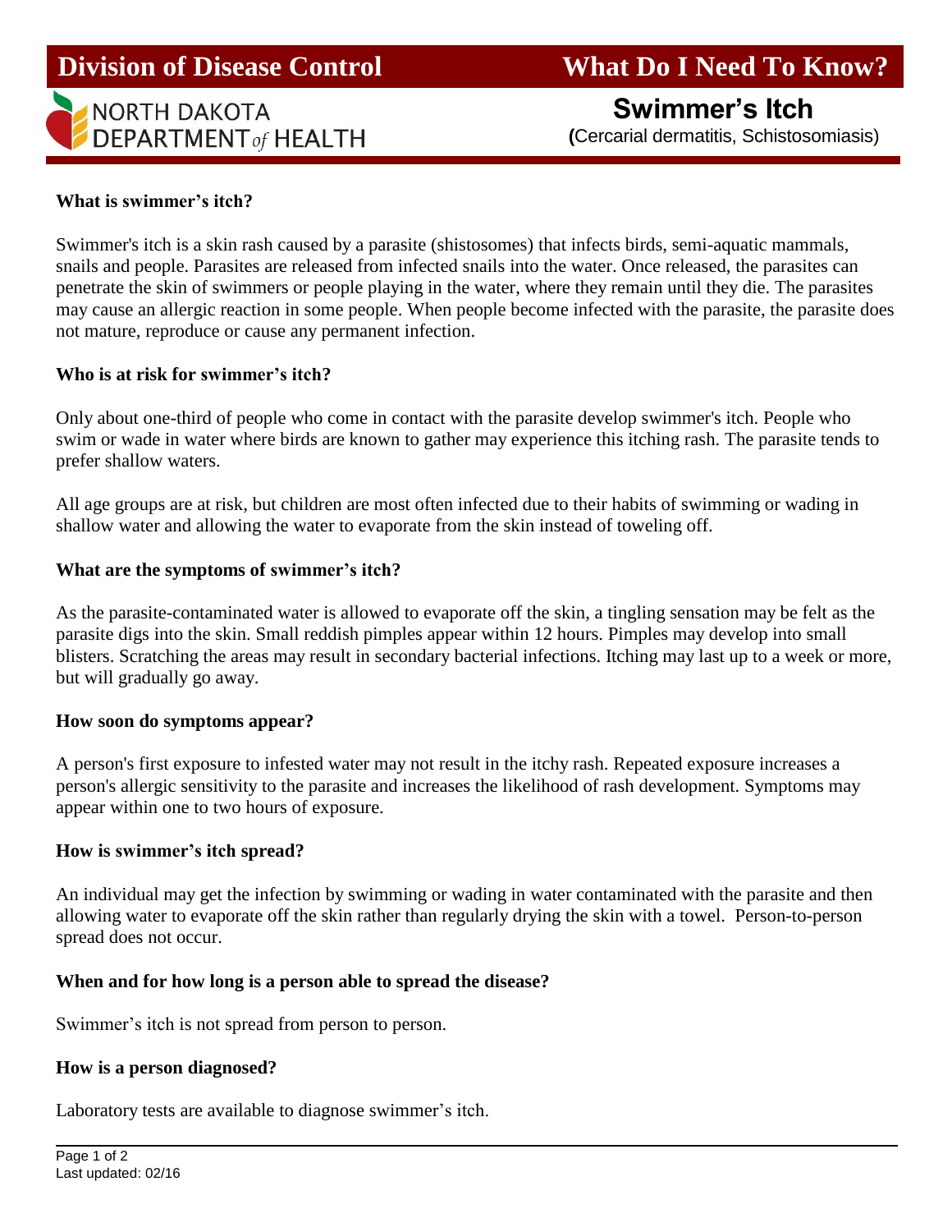# Division of Disease Control

NORTH DAKOTA DEPARTMENT *of* HEALTH

# What Do I Need To Know?

## Swimmer's Itch

(Cercarial dermatitis, Schistosomiasis)

**What is swimmer's itch?**

Swimmer's itch is a skin rash caused by a parasite (shistosomes) that infects birds, semi-aquatic mammals, snails and people. Parasites are released from infected snails into the water. Once released, the parasites can penetrate the skin of swimmers or people playing in the water, where they remain until they die. The parasites may cause an allergic reaction in some people. When people become infected with the parasite, the parasite does not mature, reproduce or cause any permanent infection.

**Who is at risk for swimmer's itch?**

Only about one-third of people who come in contact with the parasite develop swimmer's itch. People who swim or wade in water where birds are known to gather may experience this itching rash. The parasite tends to prefer shallow waters.

All age groups are at risk, but children are most often infected due to their habits of swimming or wading in shallow water and allowing the water to evaporate from the skin instead of toweling off.

**What are the symptoms of swimmer's itch?**

As the parasite-contaminated water is allowed to evaporate off the skin, a tingling sensation may be felt as the parasite digs into the skin. Small reddish pimples appear within 12 hours. Pimples may develop into small blisters. Scratching the areas may result in secondary bacterial infections. Itching may last up to a week or more, but will gradually go away.

**How soon do symptoms appear?**

A person's first exposure to infested water may not result in the itchy rash. Repeated exposure increases a person's allergic sensitivity to the parasite and increases the likelihood of rash development. Symptoms may appear within one to two hours of exposure.

**How is swimmer's itch spread?**

An individual may get the infection by swimming or wading in water contaminated with the parasite and then allowing water to evaporate off the skin rather than regularly drying the skin with a towel. Person-to-person spread does not occur.

**When and for how long is a person able to spread the disease?**

Swimmer's itch is not spread from person to person.

**How is a person diagnosed?**

Laboratory tests are available to diagnose swimmer's itch.

Last updated: 02/16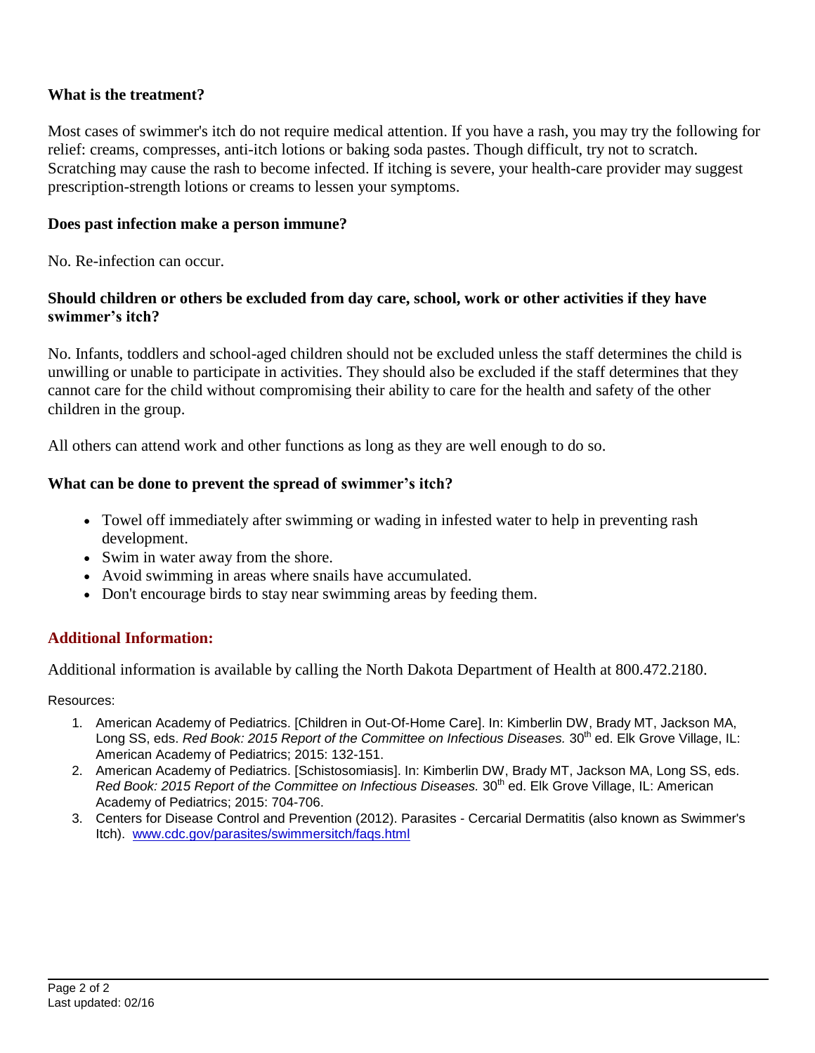### What is the treatment?

Most cases of swimmer's itch do not require medical attention. If you have a rash, you may try the following for relief: creams, compresses, anti-itch lotions or baking soda pastes. Though difficult, try not to scratch. Scratching may cause the rash to become infected. If itching is severe, your health-care provider may suggest prescription-strength lotions or creams to lessen your symptoms.

### Does past infection make a person immune?

No. Re-infection can occur.

### Should children or others be excluded from day care, school, work or other activities if they have swimmer's itch?

No. Infants, toddlers and school-aged children should not be excluded unless the staff determines the child is unwilling or unable to participate in activities. They should also be excluded if the staff determines that they cannot care for the child without compromising their ability to care for the health and safety of the other children in the group.

All others can attend work and other functions as long as they are well enough to do so.

### What can be done to prevent the spread of swimmer's itch?

- Towel off immediately after swimming or wading in infested water to help in preventing rash development.
- Swim in water away from the shore.
- Avoid swimming in areas where snails have accumulated.
- Don't encourage birds to stay near swimming areas by feeding them.

## Additional Information:

Additional information is available by calling the North Dakota Department of Health at 800.472.2180.

Resources:

1. American Academy of Pediatrics. [Children in Out-Of-Home Care]. In: Kimberlin DW, Brady MT, Jackson MA, Long SS, eds. *Red Book: 2015 Report of the Committee on Infectious Diseases.* 30th ed. Elk Grove Village, IL: American Academy of Pediatrics; 2015: 132-151.
2. American Academy of Pediatrics. [Schistosomiasis]. In: Kimberlin DW, Brady MT, Jackson MA, Long SS, eds. *Red Book: 2015 Report of the Committee on Infectious Diseases.* 30th ed. Elk Grove Village, IL: American Academy of Pediatrics; 2015: 704-706.
3. Centers for Disease Control and Prevention (2012). Parasites - Cercarial Dermatitis (also known as Swimmer's Itch). www.cdc.gov/parasites/swimmersitch/faqs.html

Last updated: 02/16